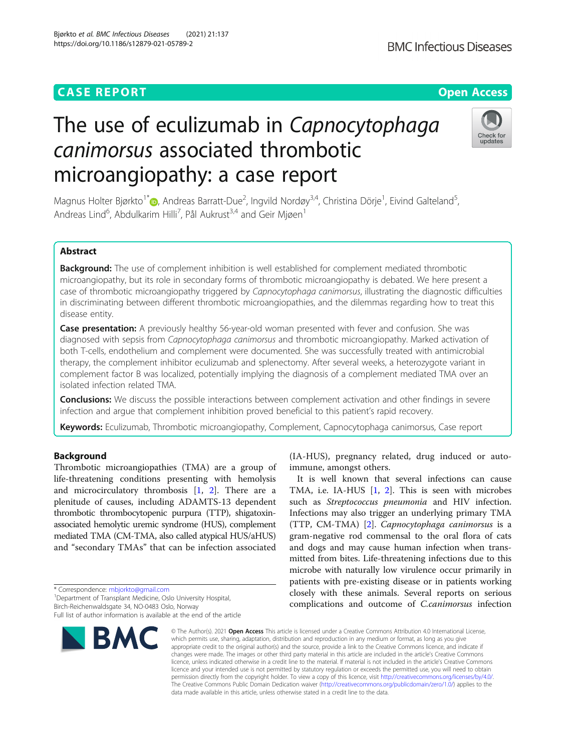CASE REPORT

Open Access

# The use of eculizumab in *Capnocytophaga canimorsus* associated thrombotic microangiopathy: a case report

Magnus Holter Bjørkto[1*], Andreas Barratt-Due[2], Ingvild Nordøy[3,4], Christina Dörje[1], Eivind Galteland[5], Andreas Lind[6], Abdulkarim Hilli[7], Pål Aukrust[3,4] and Geir Mjøen[1]

## Abstract

**Background:** The use of complement inhibition is well established for complement mediated thrombotic microangiopathy, but its role in secondary forms of thrombotic microangiopathy is debated. We here present a case of thrombotic microangiopathy triggered by *Capnocytophaga canimorsus*, illustrating the diagnostic difficulties in discriminating between different thrombotic microangiopathies, and the dilemmas regarding how to treat this disease entity.

**Case presentation:** A previously healthy 56-year-old woman presented with fever and confusion. She was diagnosed with sepsis from *Capnocytophaga canimorsus* and thrombotic microangiopathy. Marked activation of both T-cells, endothelium and complement were documented. She was successfully treated with antimicrobial therapy, the complement inhibitor eculizumab and splenectomy. After several weeks, a heterozygote variant in complement factor B was localized, potentially implying the diagnosis of a complement mediated TMA over an isolated infection related TMA.

**Conclusions:** We discuss the possible interactions between complement activation and other findings in severe infection and argue that complement inhibition proved beneficial to this patient's rapid recovery.

**Keywords:** Eculizumab, Thrombotic microangiopathy, Complement, Capnocytophaga canimorsus, Case report

## Background

Thrombotic microangiopathies (TMA) are a group of life-threatening conditions presenting with hemolysis and microcirculatory thrombosis [1, 2]. There are a plenitude of causes, including ADAMTS-13 dependent thrombotic thrombocytopenic purpura (TTP), shigatoxin-associated hemolytic uremic syndrome (HUS), complement mediated TMA (CM-TMA, also called atypical HUS/aHUS) and "secondary TMAs" that can be infection associated (IA-HUS), pregnancy related, drug induced or autoimmune, amongst others.

It is well known that several infections can cause TMA, i.e. IA-HUS [1, 2]. This is seen with microbes such as *Streptococcus pneumonia* and HIV infection. Infections may also trigger an underlying primary TMA (TTP, CM-TMA) [2]. *Capnocytophaga canimorsus* is a gram-negative rod commensal to the oral flora of cats and dogs and may cause human infection when transmitted from bites. Life-threatening infections due to this microbe with naturally low virulence occur primarily in patients with pre-existing disease or in patients working closely with these animals. Several reports on serious complications and outcome of *C.canimorsus* infection

* Correspondence: mbjorkto@gmail.com
[1]Department of Transplant Medicine, Oslo University Hospital, Birch-Reichenwaldsgate 34, NO-0483 Oslo, Norway
Full list of author information is available at the end of the article

© The Author(s). 2021 **Open Access** This article is licensed under a Creative Commons Attribution 4.0 International License, which permits use, sharing, adaptation, distribution and reproduction in any medium or format, as long as you give appropriate credit to the original author(s) and the source, provide a link to the Creative Commons licence, and indicate if changes were made. The images or other third party material in this article are included in the article's Creative Commons licence, unless indicated otherwise in a credit line to the material. If material is not included in the article's Creative Commons licence and your intended use is not permitted by statutory regulation or exceeds the permitted use, you will need to obtain permission directly from the copyright holder. To view a copy of this licence, visit http://creativecommons.org/licenses/by/4.0/. The Creative Commons Public Domain Dedication waiver (http://creativecommons.org/publicdomain/zero/1.0/) applies to the data made available in this article, unless otherwise stated in a credit line to the data.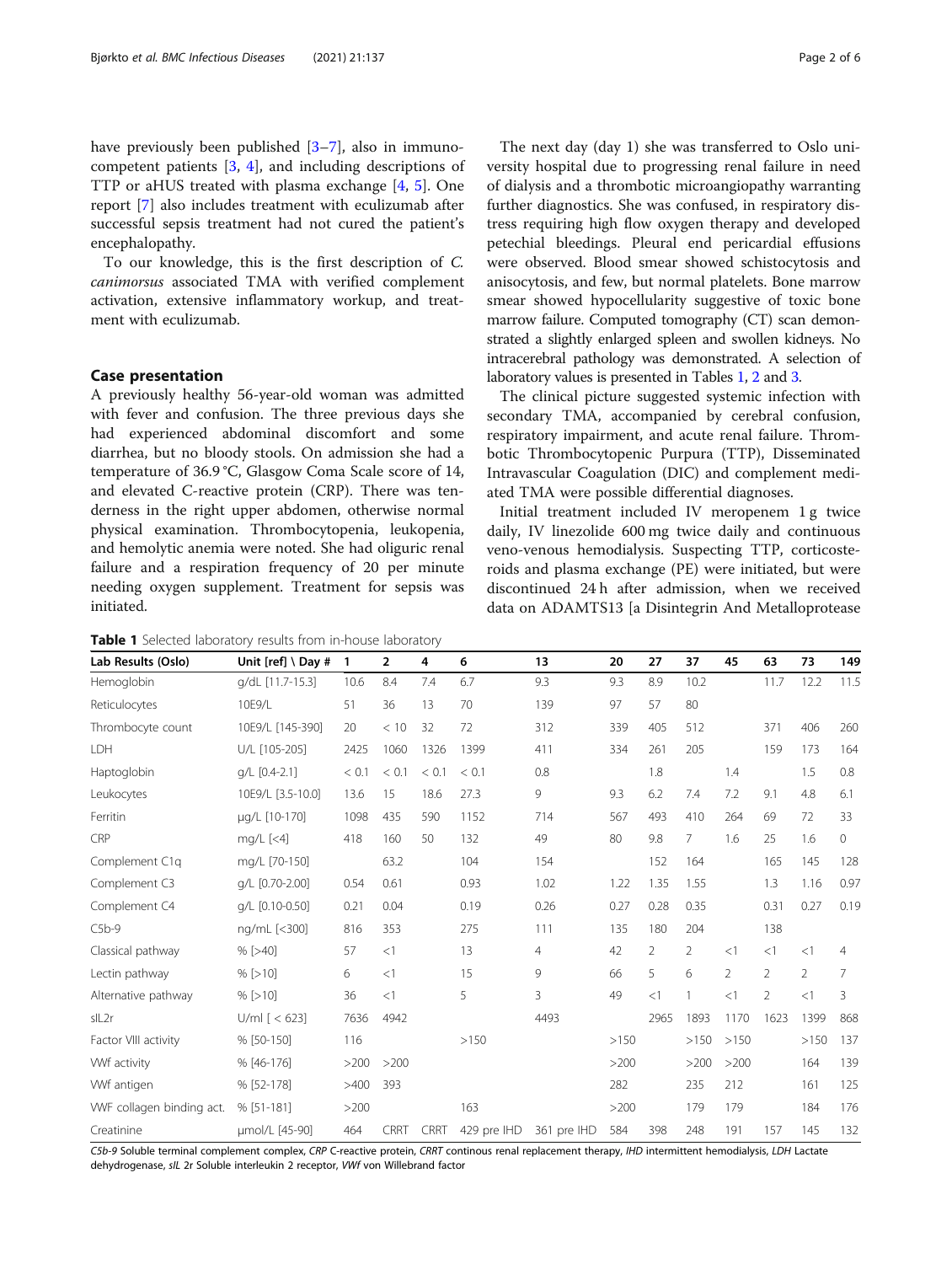have previously been published [3–7], also in immunocompetent patients [3, 4], and including descriptions of TTP or aHUS treated with plasma exchange [4, 5]. One report [7] also includes treatment with eculizumab after successful sepsis treatment had not cured the patient's encephalopathy.

To our knowledge, this is the first description of *C. canimorsus* associated TMA with verified complement activation, extensive inflammatory workup, and treatment with eculizumab.

## Case presentation

A previously healthy 56-year-old woman was admitted with fever and confusion. The three previous days she had experienced abdominal discomfort and some diarrhea, but no bloody stools. On admission she had a temperature of 36.9 °C, Glasgow Coma Scale score of 14, and elevated C-reactive protein (CRP). There was tenderness in the right upper abdomen, otherwise normal physical examination. Thrombocytopenia, leukopenia, and hemolytic anemia were noted. She had oliguric renal failure and a respiration frequency of 20 per minute needing oxygen supplement. Treatment for sepsis was initiated.

The next day (day 1) she was transferred to Oslo university hospital due to progressing renal failure in need of dialysis and a thrombotic microangiopathy warranting further diagnostics. She was confused, in respiratory distress requiring high flow oxygen therapy and developed petechial bleedings. Pleural end pericardial effusions were observed. Blood smear showed schistocytosis and anisocytosis, and few, but normal platelets. Bone marrow smear showed hypocellularity suggestive of toxic bone marrow failure. Computed tomography (CT) scan demonstrated a slightly enlarged spleen and swollen kidneys. No intracerebral pathology was demonstrated. A selection of laboratory values is presented in Tables 1, 2 and 3.

The clinical picture suggested systemic infection with secondary TMA, accompanied by cerebral confusion, respiratory impairment, and acute renal failure. Thrombotic Thrombocytopenic Purpura (TTP), Disseminated Intravascular Coagulation (DIC) and complement mediated TMA were possible differential diagnoses.

Initial treatment included IV meropenem 1 g twice daily, IV linezolide 600 mg twice daily and continuous veno-venous hemodialysis. Suspecting TTP, corticosteroids and plasma exchange (PE) were initiated, but were discontinued 24 h after admission, when we received data on ADAMTS13 [a Disintegrin And Metalloprotease

**Table 1** Selected laboratory results from in-house laboratory

| Lab Results (Oslo) | Unit [ref] \ Day # | 1 | 2 | 4 | 6 | 13 | 20 | 27 | 37 | 45 | 63 | 73 | 149 |
|---|---|---|---|---|---|---|---|---|---|---|---|---|---|
| Hemoglobin | g/dL [11.7-15.3] | 10.6 | 8.4 | 7.4 | 6.7 | 9.3 | 9.3 | 8.9 | 10.2 | | 11.7 | 12.2 | 11.5 |
| Reticulocytes | 10E9/L | 51 | 36 | 13 | 70 | 139 | 97 | 57 | 80 | | | | |
| Thrombocyte count | 10E9/L [145-390] | 20 | < 10 | 32 | 72 | 312 | 339 | 405 | 512 | | 371 | 406 | 260 |
| LDH | U/L [105-205] | 2425 | 1060 | 1326 | 1399 | 411 | 334 | 261 | 205 | | 159 | 173 | 164 |
| Haptoglobin | g/L [0.4-2.1] | < 0.1 | < 0.1 | < 0.1 | < 0.1 | 0.8 | | 1.8 | | 1.4 | | 1.5 | 0.8 |
| Leukocytes | 10E9/L [3.5-10.0] | 13.6 | 15 | 18.6 | 27.3 | 9 | 9.3 | 6.2 | 7.4 | 7.2 | 9.1 | 4.8 | 6.1 |
| Ferritin | µg/L [10-170] | 1098 | 435 | 590 | 1152 | 714 | 567 | 493 | 410 | 264 | 69 | 72 | 33 |
| CRP | mg/L [<4] | 418 | 160 | 50 | 132 | 49 | 80 | 9.8 | 7 | 1.6 | 25 | 1.6 | 0 |
| Complement C1q | mg/L [70-150] | | 63.2 | | 104 | 154 | | 152 | 164 | | 165 | 145 | 128 |
| Complement C3 | g/L [0.70-2.00] | 0.54 | 0.61 | | 0.93 | 1.02 | 1.22 | 1.35 | 1.55 | | 1.3 | 1.16 | 0.97 |
| Complement C4 | g/L [0.10-0.50] | 0.21 | 0.04 | | 0.19 | 0.26 | 0.27 | 0.28 | 0.35 | | 0.31 | 0.27 | 0.19 |
| C5b-9 | ng/mL [<300] | 816 | 353 | | 275 | 111 | 135 | 180 | 204 | | 138 | | |
| Classical pathway | % [>40] | 57 | <1 | | 13 | 4 | 42 | 2 | 2 | <1 | <1 | <1 | 4 |
| Lectin pathway | % [>10] | 6 | <1 | | 15 | 9 | 66 | 5 | 6 | 2 | 2 | 2 | 7 |
| Alternative pathway | % [>10] | 36 | <1 | | 5 | 3 | 49 | <1 | 1 | <1 | 2 | <1 | 3 |
| sIL2r | U/ml [ < 623] | 7636 | 4942 | | | 4493 | | 2965 | 1893 | 1170 | 1623 | 1399 | 868 |
| Factor VIII activity | % [50-150] | 116 | | | >150 | | >150 | | >150 | >150 | | >150 | 137 |
| VWf activity | % [46-176] | >200 | >200 | | | | >200 | | >200 | >200 | | 164 | 139 |
| VWf antigen | % [52-178] | >400 | 393 | | | | 282 | | 235 | 212 | | 161 | 125 |
| VWF collagen binding act. | % [51-181] | >200 | | | 163 | | >200 | | 179 | 179 | | 184 | 176 |
| Creatinine | µmol/L [45-90] | 464 | CRRT | CRRT | 429 pre IHD | 361 pre IHD | 584 | 398 | 248 | 191 | 157 | 145 | 132 |

*C5b-9* Soluble terminal complement complex, *CRP* C-reactive protein, *CRRT* continous renal replacement therapy, *IHD* intermittent hemodialysis, *LDH* Lactate dehydrogenase, *sIL 2r* Soluble interleukin 2 receptor, *VWf* von Willebrand factor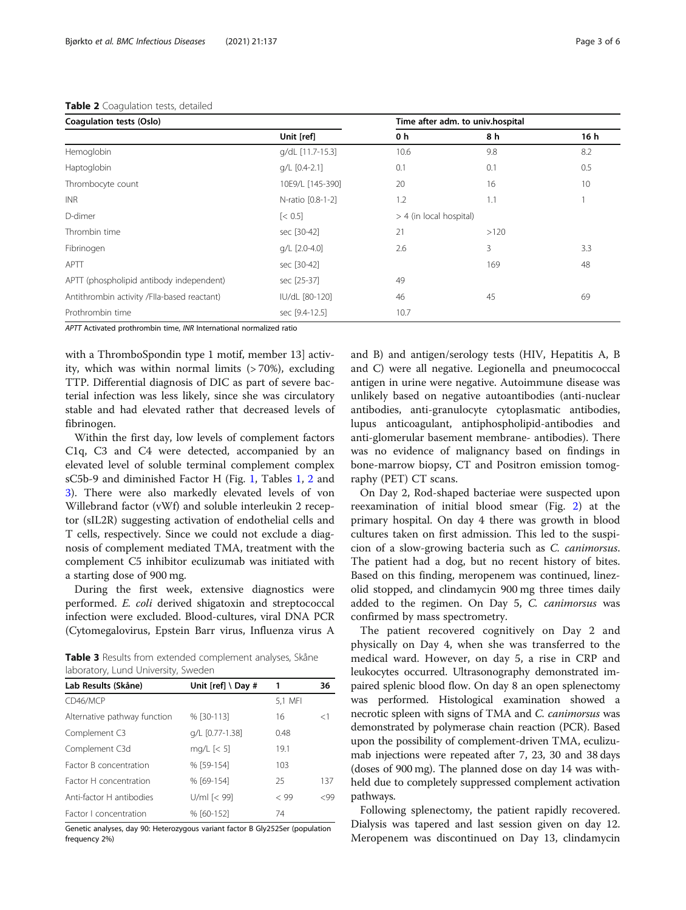**Table 2** Coagulation tests, detailed

| Coagulation tests (Oslo) | | Time after adm. to univ.hospital | | |
|---|---|---|---|---|
| | Unit [ref] | 0 h | 8 h | 16 h |
| Hemoglobin | g/dL [11.7-15.3] | 10.6 | 9.8 | 8.2 |
| Haptoglobin | g/L [0.4-2.1] | 0.1 | 0.1 | 0.5 |
| Thrombocyte count | 10E9/L [145-390] | 20 | 16 | 10 |
| INR | N-ratio [0.8-1-2] | 1.2 | 1.1 | 1 |
| D-dimer | [< 0.5] | > 4 (in local hospital) | | |
| Thrombin time | sec [30-42] | 21 | >120 | |
| Fibrinogen | g/L [2.0-4.0] | 2.6 | 3 | 3.3 |
| APTT | sec [30-42] | | 169 | 48 |
| APTT (phospholipid antibody independent) | sec [25-37] | 49 | | |
| Antithrombin activity /FIIa-based reactant) | IU/dL [80-120] | 46 | 45 | 69 |
| Prothrombin time | sec [9.4-12.5] | 10.7 | | |

*APTT* Activated prothrombin time, *INR* International normalized ratio

with a ThromboSpondin type 1 motif, member 13] activity, which was within normal limits (> 70%), excluding TTP. Differential diagnosis of DIC as part of severe bacterial infection was less likely, since she was circulatory stable and had elevated rather that decreased levels of fibrinogen.

Within the first day, low levels of complement factors C1q, C3 and C4 were detected, accompanied by an elevated level of soluble terminal complement complex sC5b-9 and diminished Factor H (Fig. 1, Tables 1, 2 and 3). There were also markedly elevated levels of von Willebrand factor (vWf) and soluble interleukin 2 receptor (sIL2R) suggesting activation of endothelial cells and T cells, respectively. Since we could not exclude a diagnosis of complement mediated TMA, treatment with the complement C5 inhibitor eculizumab was initiated with a starting dose of 900 mg.

During the first week, extensive diagnostics were performed. *E. coli* derived shigatoxin and streptococcal infection were excluded. Blood-cultures, viral DNA PCR (Cytomegalovirus, Epstein Barr virus, Influenza virus A and B) and antigen/serology tests (HIV, Hepatitis A, B and C) were all negative. Legionella and pneumococcal antigen in urine were negative. Autoimmune disease was unlikely based on negative autoantibodies (anti-nuclear antibodies, anti-granulocyte cytoplasmatic antibodies, lupus anticoagulant, antiphospholipid-antibodies and anti-glomerular basement membrane- antibodies). There was no evidence of malignancy based on findings in bone-marrow biopsy, CT and Positron emission tomography (PET) CT scans.

**Table 3** Results from extended complement analyses, Skåne laboratory, Lund University, Sweden

| Lab Results (Skåne) | Unit [ref] \ Day # | 1 | 36 |
|---|---|---|---|
| CD46/MCP | | 5,1 MFI | |
| Alternative pathway function | % [30-113] | 16 | <1 |
| Complement C3 | g/L [0.77-1.38] | 0.48 | |
| Complement C3d | mg/L [< 5] | 19.1 | |
| Factor B concentration | % [59-154] | 103 | |
| Factor H concentration | % [69-154] | 25 | 137 |
| Anti-factor H antibodies | U/ml [< 99] | < 99 | <99 |
| Factor I concentration | % [60-152] | 74 | |

Genetic analyses, day 90: Heterozygous variant factor B Gly252Ser (population frequency 2%)

On Day 2, Rod-shaped bacteriae were suspected upon reexamination of initial blood smear (Fig. 2) at the primary hospital. On day 4 there was growth in blood cultures taken on first admission. This led to the suspicion of a slow-growing bacteria such as *C. canimorsus*. The patient had a dog, but no recent history of bites. Based on this finding, meropenem was continued, linezolid stopped, and clindamycin 900 mg three times daily added to the regimen. On Day 5, *C. canimorsus* was confirmed by mass spectrometry.

The patient recovered cognitively on Day 2 and physically on Day 4, when she was transferred to the medical ward. However, on day 5, a rise in CRP and leukocytes occurred. Ultrasonography demonstrated impaired splenic blood flow. On day 8 an open splenectomy was performed. Histological examination showed a necrotic spleen with signs of TMA and *C. canimorsus* was demonstrated by polymerase chain reaction (PCR). Based upon the possibility of complement-driven TMA, eculizumab injections were repeated after 7, 23, 30 and 38 days (doses of 900 mg). The planned dose on day 14 was withheld due to completely suppressed complement activation pathways.

Following splenectomy, the patient rapidly recovered. Dialysis was tapered and last session given on day 12. Meropenem was discontinued on Day 13, clindamycin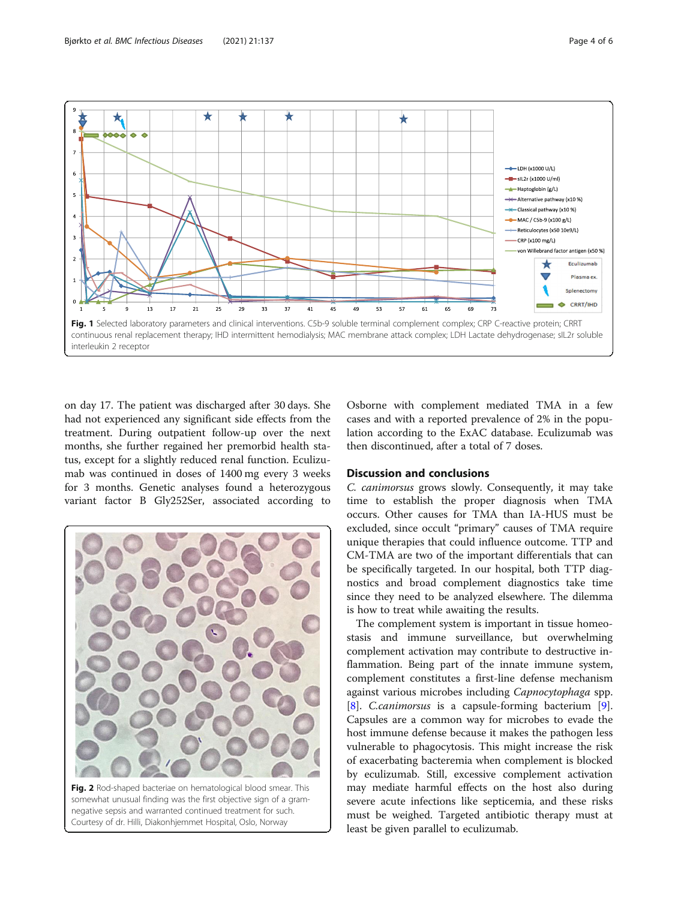**Fig. 1** Selected laboratory parameters and clinical interventions. C5b-9 soluble terminal complement complex; CRP C-reactive protein; CRRT continuous renal replacement therapy; IHD intermittent hemodialysis; MAC membrane attack complex; LDH Lactate dehydrogenase; sIL2r soluble interleukin 2 receptor

on day 17. The patient was discharged after 30 days. She had not experienced any significant side effects from the treatment. During outpatient follow-up over the next months, she further regained her premorbid health status, except for a slightly reduced renal function. Eculizumab was continued in doses of 1400 mg every 3 weeks for 3 months. Genetic analyses found a heterozygous variant factor B Gly252Ser, associated according to Osborne with complement mediated TMA in a few cases and with a reported prevalence of 2% in the population according to the ExAC database. Eculizumab was then discontinued, after a total of 7 doses.

**Fig. 2** Rod-shaped bacteriae on hematological blood smear. This somewhat unusual finding was the first objective sign of a gram-negative sepsis and warranted continued treatment for such. Courtesy of dr. Hilli, Diakonhjemmet Hospital, Oslo, Norway

## Discussion and conclusions

*C. canimorsus* grows slowly. Consequently, it may take time to establish the proper diagnosis when TMA occurs. Other causes for TMA than IA-HUS must be excluded, since occult "primary" causes of TMA require unique therapies that could influence outcome. TTP and CM-TMA are two of the important differentials that can be specifically targeted. In our hospital, both TTP diagnostics and broad complement diagnostics take time since they need to be analyzed elsewhere. The dilemma is how to treat while awaiting the results.

The complement system is important in tissue homeostasis and immune surveillance, but overwhelming complement activation may contribute to destructive inflammation. Being part of the innate immune system, complement constitutes a first-line defense mechanism against various microbes including *Capnocytophaga* spp. [8]. *C.canimorsus* is a capsule-forming bacterium [9]. Capsules are a common way for microbes to evade the host immune defense because it makes the pathogen less vulnerable to phagocytosis. This might increase the risk of exacerbating bacteremia when complement is blocked by eculizumab. Still, excessive complement activation may mediate harmful effects on the host also during severe acute infections like septicemia, and these risks must be weighed. Targeted antibiotic therapy must at least be given parallel to eculizumab.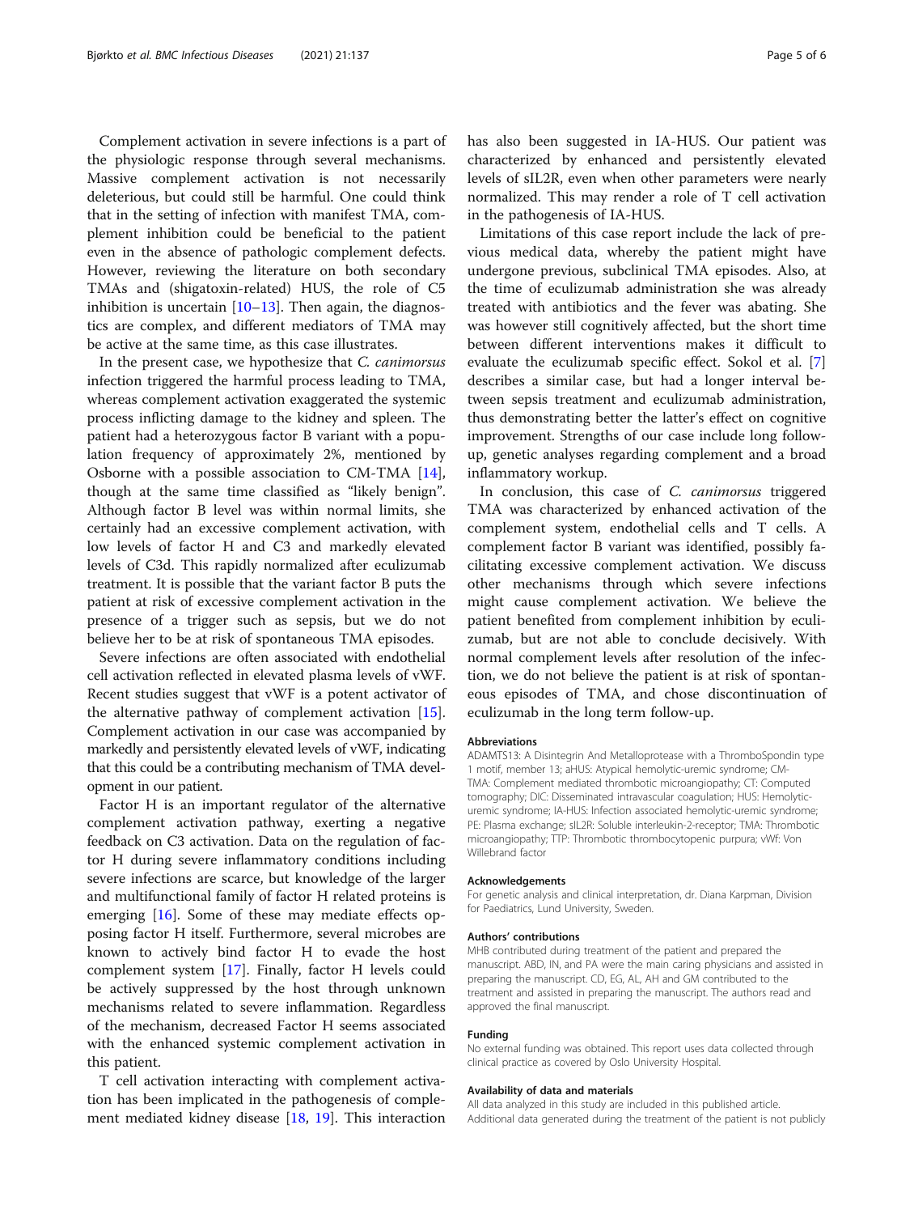Complement activation in severe infections is a part of the physiologic response through several mechanisms. Massive complement activation is not necessarily deleterious, but could still be harmful. One could think that in the setting of infection with manifest TMA, complement inhibition could be beneficial to the patient even in the absence of pathologic complement defects. However, reviewing the literature on both secondary TMAs and (shigatoxin-related) HUS, the role of C5 inhibition is uncertain [10–13]. Then again, the diagnostics are complex, and different mediators of TMA may be active at the same time, as this case illustrates.

In the present case, we hypothesize that *C. canimorsus* infection triggered the harmful process leading to TMA, whereas complement activation exaggerated the systemic process inflicting damage to the kidney and spleen. The patient had a heterozygous factor B variant with a population frequency of approximately 2%, mentioned by Osborne with a possible association to CM-TMA [14], though at the same time classified as "likely benign". Although factor B level was within normal limits, she certainly had an excessive complement activation, with low levels of factor H and C3 and markedly elevated levels of C3d. This rapidly normalized after eculizumab treatment. It is possible that the variant factor B puts the patient at risk of excessive complement activation in the presence of a trigger such as sepsis, but we do not believe her to be at risk of spontaneous TMA episodes.

Severe infections are often associated with endothelial cell activation reflected in elevated plasma levels of vWF. Recent studies suggest that vWF is a potent activator of the alternative pathway of complement activation [15]. Complement activation in our case was accompanied by markedly and persistently elevated levels of vWF, indicating that this could be a contributing mechanism of TMA development in our patient.

Factor H is an important regulator of the alternative complement activation pathway, exerting a negative feedback on C3 activation. Data on the regulation of factor H during severe inflammatory conditions including severe infections are scarce, but knowledge of the larger and multifunctional family of factor H related proteins is emerging [16]. Some of these may mediate effects opposing factor H itself. Furthermore, several microbes are known to actively bind factor H to evade the host complement system [17]. Finally, factor H levels could be actively suppressed by the host through unknown mechanisms related to severe inflammation. Regardless of the mechanism, decreased Factor H seems associated with the enhanced systemic complement activation in this patient.

T cell activation interacting with complement activation has been implicated in the pathogenesis of complement mediated kidney disease [18, 19]. This interaction has also been suggested in IA-HUS. Our patient was characterized by enhanced and persistently elevated levels of sIL2R, even when other parameters were nearly normalized. This may render a role of T cell activation in the pathogenesis of IA-HUS.

Limitations of this case report include the lack of previous medical data, whereby the patient might have undergone previous, subclinical TMA episodes. Also, at the time of eculizumab administration she was already treated with antibiotics and the fever was abating. She was however still cognitively affected, but the short time between different interventions makes it difficult to evaluate the eculizumab specific effect. Sokol et al. [7] describes a similar case, but had a longer interval between sepsis treatment and eculizumab administration, thus demonstrating better the latter's effect on cognitive improvement. Strengths of our case include long follow-up, genetic analyses regarding complement and a broad inflammatory workup.

In conclusion, this case of *C. canimorsus* triggered TMA was characterized by enhanced activation of the complement system, endothelial cells and T cells. A complement factor B variant was identified, possibly facilitating excessive complement activation. We discuss other mechanisms through which severe infections might cause complement activation. We believe the patient benefited from complement inhibition by eculizumab, but are not able to conclude decisively. With normal complement levels after resolution of the infection, we do not believe the patient is at risk of spontaneous episodes of TMA, and chose discontinuation of eculizumab in the long term follow-up.

#### Abbreviations

ADAMTS13: A Disintegrin And Metalloprotease with a ThromboSpondin type 1 motif, member 13; aHUS: Atypical hemolytic-uremic syndrome; CM-TMA: Complement mediated thrombotic microangiopathy; CT: Computed tomography; DIC: Disseminated intravascular coagulation; HUS: Hemolytic-uremic syndrome; IA-HUS: Infection associated hemolytic-uremic syndrome; PE: Plasma exchange; sIL2R: Soluble interleukin-2-receptor; TMA: Thrombotic microangiopathy; TTP: Thrombotic thrombocytopenic purpura; vWf: Von Willebrand factor

#### Acknowledgements

For genetic analysis and clinical interpretation, dr. Diana Karpman, Division for Paediatrics, Lund University, Sweden.

#### Authors' contributions

MHB contributed during treatment of the patient and prepared the manuscript. ABD, IN, and PA were the main caring physicians and assisted in preparing the manuscript. CD, EG, AL, AH and GM contributed to the treatment and assisted in preparing the manuscript. The authors read and approved the final manuscript.

#### Funding

No external funding was obtained. This report uses data collected through clinical practice as covered by Oslo University Hospital.

#### Availability of data and materials

All data analyzed in this study are included in this published article. Additional data generated during the treatment of the patient is not publicly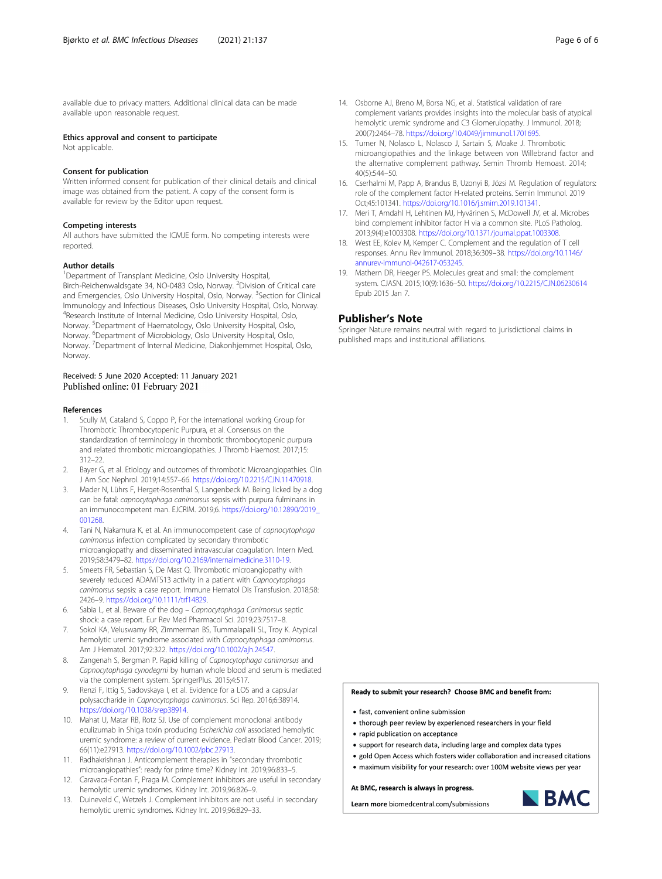available due to privacy matters. Additional clinical data can be made available upon reasonable request.

### Ethics approval and consent to participate

Not applicable.

### Consent for publication

Written informed consent for publication of their clinical details and clinical image was obtained from the patient. A copy of the consent form is available for review by the Editor upon request.

### Competing interests

All authors have submitted the ICMJE form. No competing interests were reported.

### Author details

[1]Department of Transplant Medicine, Oslo University Hospital, Birch-Reichenwaldsgate 34, NO-0483 Oslo, Norway. [2]Division of Critical care and Emergencies, Oslo University Hospital, Oslo, Norway. [3]Section for Clinical Immunology and Infectious Diseases, Oslo University Hospital, Oslo, Norway. [4]Research Institute of Internal Medicine, Oslo University Hospital, Oslo, Norway. [5]Department of Haematology, Oslo University Hospital, Oslo, Norway. [6]Department of Microbiology, Oslo University Hospital, Oslo, Norway. [7]Department of Internal Medicine, Diakonhjemmet Hospital, Oslo, Norway.

Received: 5 June 2020 Accepted: 11 January 2021
Published online: 01 February 2021

### References

1. Scully M, Cataland S, Coppo P, For the international working Group for Thrombotic Thrombocytopenic Purpura, et al. Consensus on the standardization of terminology in thrombotic thrombocytopenic purpura and related thrombotic microangiopathies. J Thromb Haemost. 2017;15: 312–22.
2. Bayer G, et al. Etiology and outcomes of thrombotic Microangiopathies. Clin J Am Soc Nephrol. 2019;14:557–66. https://doi.org/10.2215/CJN.11470918.
3. Mader N, Lührs F, Herget-Rosenthal S, Langenbeck M. Being licked by a dog can be fatal: *capnocytophaga canimorsus* sepsis with purpura fulminans in an immunocompetent man. EJCRIM. 2019;6. https://doi.org/10.12890/2019_001268.
4. Tani N, Nakamura K, et al. An immunocompetent case of *capnocytophaga canimorsus* infection complicated by secondary thrombotic microangiopathy and disseminated intravascular coagulation. Intern Med. 2019;58:3479–82. https://doi.org/10.2169/internalmedicine.3110-19.
5. Smeets FR, Sebastian S, De Mast Q. Thrombotic microangiopathy with severely reduced ADAMTS13 activity in a patient with *Capnocytophaga canimorsus* sepsis: a case report. Immune Hematol Dis Transfusion. 2018;58: 2426–9. https://doi.org/10.1111/trf14829.
6. Sabia L, et al. Beware of the dog – *Capnocytophaga Canimorsus* septic shock: a case report. Eur Rev Med Pharmacol Sci. 2019;23:7517–8.
7. Sokol KA, Veluswamy RR, Zimmerman BS, Tummalapalli SL, Troy K. Atypical hemolytic uremic syndrome associated with *Capnocytophaga canimorsus*. Am J Hematol. 2017;92:322. https://doi.org/10.1002/ajh.24547.
8. Zangenah S, Bergman P. Rapid killing of *Capnocytophaga canimorsus* and *Capnocytophaga cynodegmi* by human whole blood and serum is mediated via the complement system. SpringerPlus. 2015;4:517.
9. Renzi F, Ittig S, Sadovskaya I, et al. Evidence for a LOS and a capsular polysaccharide in *Capnocytophaga canimorsus*. Sci Rep. 2016;6:38914. https://doi.org/10.1038/srep38914.
10. Mahat U, Matar RB, Rotz SJ. Use of complement monoclonal antibody eculizumab in Shiga toxin producing *Escherichia coli* associated hemolytic uremic syndrome: a review of current evidence. Pediatr Blood Cancer. 2019; 66(11):e27913. https://doi.org/10.1002/pbc.27913.
11. Radhakrishnan J. Anticomplement therapies in "secondary thrombotic microangiopathies": ready for prime time? Kidney Int. 2019;96:833–5.
12. Caravaca-Fontan F, Praga M. Complement inhibitors are useful in secondary hemolytic uremic syndromes. Kidney Int. 2019;96:826–9.
13. Duineveld C, Wetzels J. Complement inhibitors are not useful in secondary hemolytic uremic syndromes. Kidney Int. 2019;96:829–33.
14. Osborne AJ, Breno M, Borsa NG, et al. Statistical validation of rare complement variants provides insights into the molecular basis of atypical hemolytic uremic syndrome and C3 Glomerulopathy. J Immunol. 2018; 200(7):2464–78. https://doi.org/10.4049/jimmunol.1701695.
15. Turner N, Nolasco L, Nolasco J, Sartain S, Moake J. Thrombotic microangiopathies and the linkage between von Willebrand factor and the alternative complement pathway. Semin Thromb Hemoast. 2014; 40(5):544–50.
16. Cserhalmi M, Papp A, Brandus B, Uzonyi B, Józsi M. Regulation of regulators: role of the complement factor H-related proteins. Semin Immunol. 2019 Oct;45:101341. https://doi.org/10.1016/j.smim.2019.101341.
17. Meri T, Amdahl H, Lehtinen MJ, Hyvärinen S, McDowell JV, et al. Microbes bind complement inhibitor factor H via a common site. PLoS Patholog. 2013;9(4):e1003308. https://doi.org/10.1371/journal.ppat.1003308.
18. West EE, Kolev M, Kemper C. Complement and the regulation of T cell responses. Annu Rev Immunol. 2018;36:309–38. https://doi.org/10.1146/annurev-immunol-042617-053245.
19. Mathern DR, Heeger PS. Molecules great and small: the complement system. CJASN. 2015;10(9):1636–50. https://doi.org/10.2215/CJN.06230614 Epub 2015 Jan 7.

## Publisher's Note

Springer Nature remains neutral with regard to jurisdictional claims in published maps and institutional affiliations.

**Ready to submit your research? Choose BMC and benefit from:**

- fast, convenient online submission
- thorough peer review by experienced researchers in your field
- rapid publication on acceptance
- support for research data, including large and complex data types
- gold Open Access which fosters wider collaboration and increased citations
- maximum visibility for your research: over 100M website views per year

**At BMC, research is always in progress.**

**Learn more** biomedcentral.com/submissions

BMC